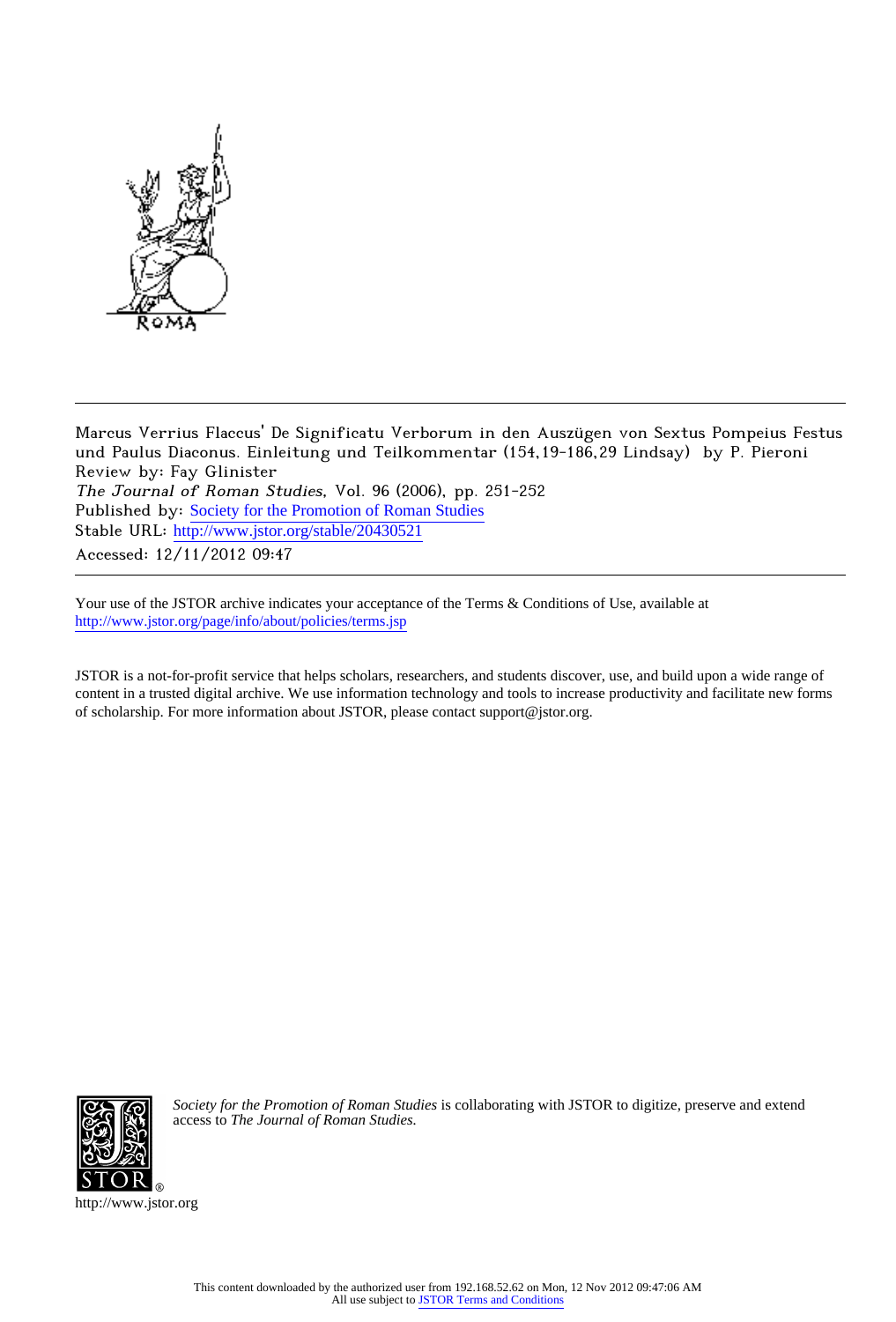Marcus Verrius Flaccus' De Significatu Verborum in den Auszügen von Sextus Pompeius Festus und Paulus Diaconus. Einleitung und Teilkommentar (154,19-186,29 Lindsay) by P. Pieroni

Review by: Fay Glinister

*The Journal of Roman Studies*, Vol. 96 (2006), pp. 251-252

Published by: Society for the Promotion of Roman Studies

Stable URL: http://www.jstor.org/stable/20430521

Accessed: 12/11/2012 09:47

---

Your use of the JSTOR archive indicates your acceptance of the Terms & Conditions of Use, available at http://www.jstor.org/page/info/about/policies/terms.jsp

JSTOR is a not-for-profit service that helps scholars, researchers, and students discover, use, and build upon a wide range of content in a trusted digital archive. We use information technology and tools to increase productivity and facilitate new forms of scholarship. For more information about JSTOR, please contact support@jstor.org.

*Society for the Promotion of Roman Studies* is collaborating with JSTOR to digitize, preserve and extend access to *The Journal of Roman Studies.*

http://www.jstor.org

This content downloaded by the authorized user from 192.168.52.62 on Mon, 12 Nov 2012 09:47:06 AM
All use subject to JSTOR Terms and Conditions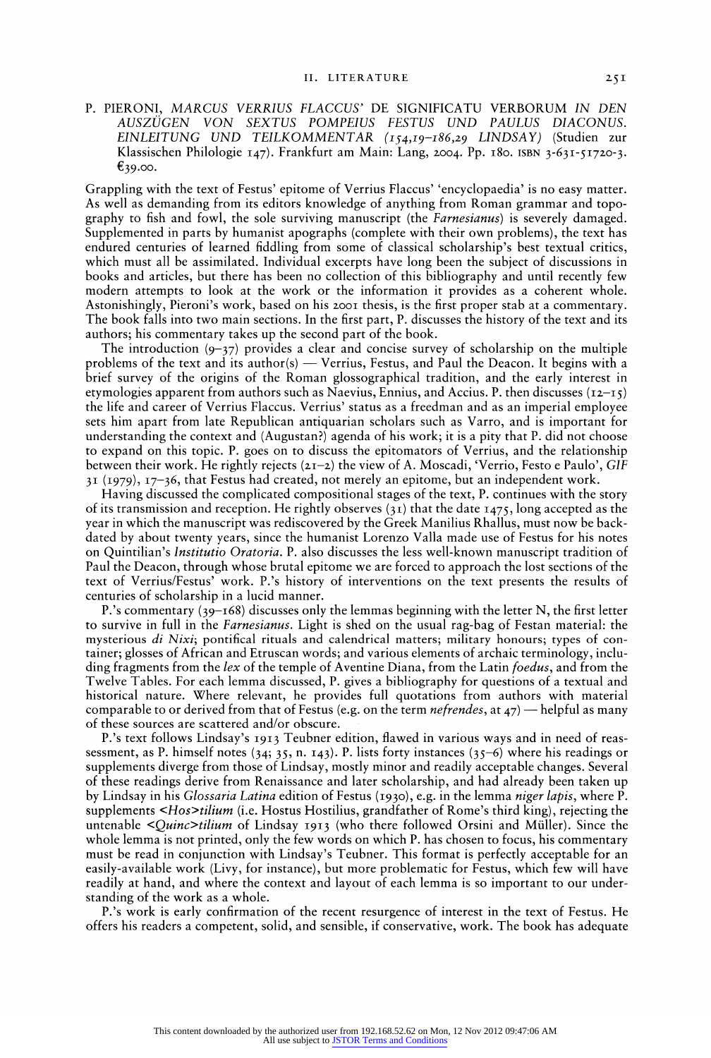P. PIERONI, *MARCUS VERRIUS FLACCUS'* DE SIGNIFICATU VERBORUM *IN DEN AUSZÜGEN VON SEXTUS POMPEIUS FESTUS UND PAULUS DIACONUS. EINLEITUNG UND TEILKOMMENTAR (154,19–186,29 LINDSAY)* (Studien zur Klassischen Philologie 147). Frankfurt am Main: Lang, 2004. Pp. 180. ISBN 3-631-51720-3. €39.00.

Grappling with the text of Festus' epitome of Verrius Flaccus' 'encyclopaedia' is no easy matter. As well as demanding from its editors knowledge of anything from Roman grammar and topography to fish and fowl, the sole surviving manuscript (the *Farnesianus*) is severely damaged. Supplemented in parts by humanist apographs (complete with their own problems), the text has endured centuries of learned fiddling from some of classical scholarship's best textual critics, which must all be assimilated. Individual excerpts have long been the subject of discussions in books and articles, but there has been no collection of this bibliography and until recently few modern attempts to look at the work or the information it provides as a coherent whole. Astonishingly, Pieroni's work, based on his 2001 thesis, is the first proper stab at a commentary. The book falls into two main sections. In the first part, P. discusses the history of the text and its authors; his commentary takes up the second part of the book.

The introduction (9–37) provides a clear and concise survey of scholarship on the multiple problems of the text and its author(s) — Verrius, Festus, and Paul the Deacon. It begins with a brief survey of the origins of the Roman glossographical tradition, and the early interest in etymologies apparent from authors such as Naevius, Ennius, and Accius. P. then discusses (12–15) the life and career of Verrius Flaccus. Verrius' status as a freedman and as an imperial employee sets him apart from late Republican antiquarian scholars such as Varro, and is important for understanding the context and (Augustan?) agenda of his work; it is a pity that P. did not choose to expand on this topic. P. goes on to discuss the epitomators of Verrius, and the relationship between their work. He rightly rejects (21–2) the view of A. Moscadi, 'Verrio, Festo e Paulo', *GIF* 31 (1979), 17–36, that Festus had created, not merely an epitome, but an independent work.

Having discussed the complicated compositional stages of the text, P. continues with the story of its transmission and reception. He rightly observes (31) that the date 1475, long accepted as the year in which the manuscript was rediscovered by the Greek Manilius Rhallus, must now be back-dated by about twenty years, since the humanist Lorenzo Valla made use of Festus for his notes on Quintilian's *Institutio Oratoria*. P. also discusses the less well-known manuscript tradition of Paul the Deacon, through whose brutal epitome we are forced to approach the lost sections of the text of Verrius/Festus' work. P.'s history of interventions on the text presents the results of centuries of scholarship in a lucid manner.

P.'s commentary (39–168) discusses only the lemmas beginning with the letter N, the first letter to survive in full in the *Farnesianus*. Light is shed on the usual rag-bag of Festan material: the mysterious *di Nixi*; pontifical rituals and calendrical matters; military honours; types of container; glosses of African and Etruscan words; and various elements of archaic terminology, including fragments from the *lex* of the temple of Aventine Diana, from the Latin *foedus*, and from the Twelve Tables. For each lemma discussed, P. gives a bibliography for questions of a textual and historical nature. Where relevant, he provides full quotations from authors with material comparable to or derived from that of Festus (e.g. on the term *nefrendes*, at 47) — helpful as many of these sources are scattered and/or obscure.

P.'s text follows Lindsay's 1913 Teubner edition, flawed in various ways and in need of reassessment, as P. himself notes (34; 35, n. 143). P. lists forty instances (35–6) where his readings or supplements diverge from those of Lindsay, mostly minor and readily acceptable changes. Several of these readings derive from Renaissance and later scholarship, and had already been taken up by Lindsay in his *Glossaria Latina* edition of Festus (1930), e.g. in the lemma *niger lapis*, where P. supplements *<Hos>tilium* (i.e. Hostus Hostilius, grandfather of Rome's third king), rejecting the untenable *<Quinc>tilium* of Lindsay 1913 (who there followed Orsini and Müller). Since the whole lemma is not printed, only the few words on which P. has chosen to focus, his commentary must be read in conjunction with Lindsay's Teubner. This format is perfectly acceptable for an easily-available work (Livy, for instance), but more problematic for Festus, which few will have readily at hand, and where the context and layout of each lemma is so important to our understanding of the work as a whole.

P.'s work is early confirmation of the recent resurgence of interest in the text of Festus. He offers his readers a competent, solid, and sensible, if conservative, work. The book has adequate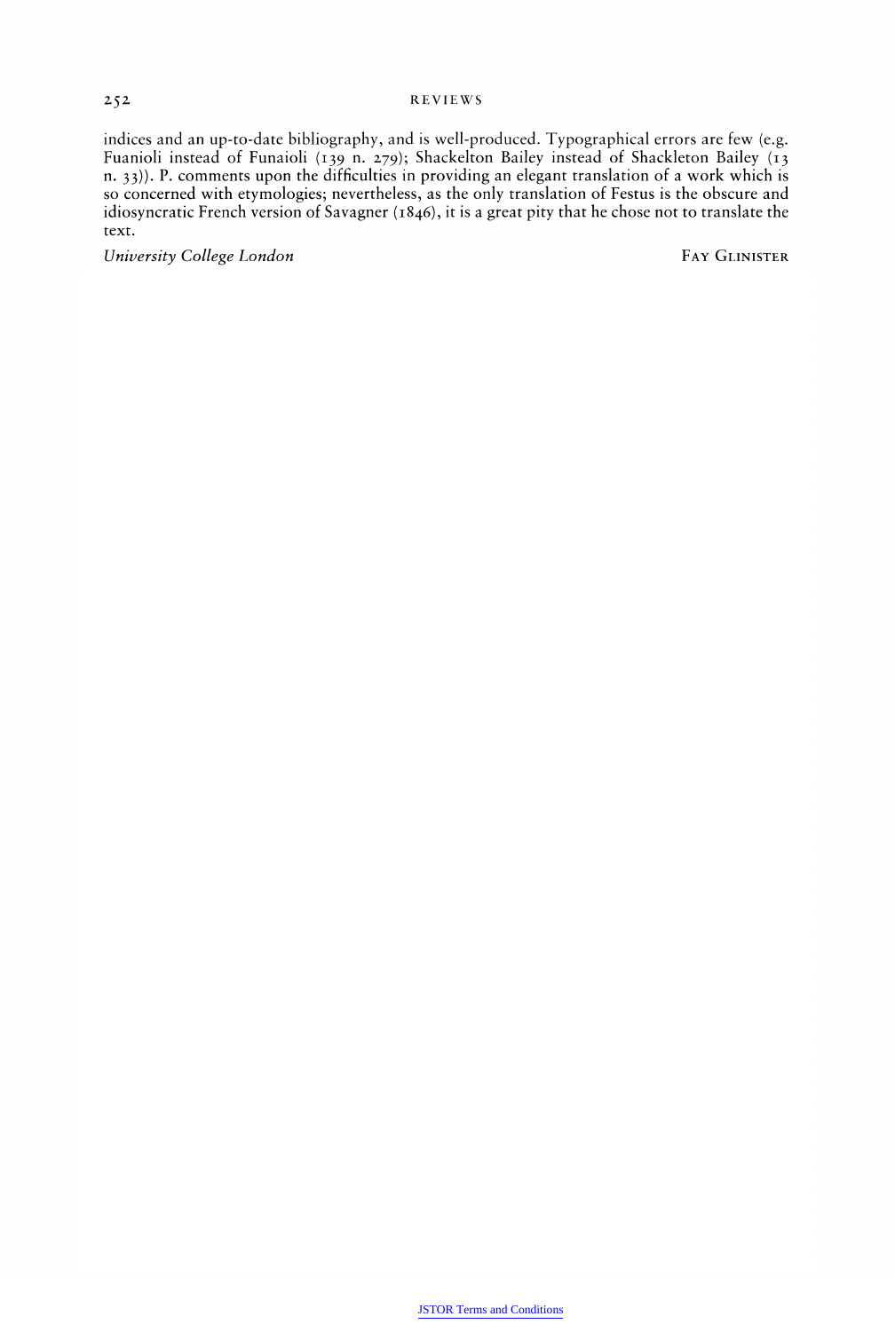indices and an up-to-date bibliography, and is well-produced. Typographical errors are few (e.g. Fuanioli instead of Funaioli (139 n. 279); Shackelton Bailey instead of Shackleton Bailey (13 n. 33)). P. comments upon the difficulties in providing an elegant translation of a work which is so concerned with etymologies; nevertheless, as the only translation of Festus is the obscure and idiosyncratic French version of Savagner (1846), it is a great pity that he chose not to translate the text.

*University College London* FAY GLINISTER